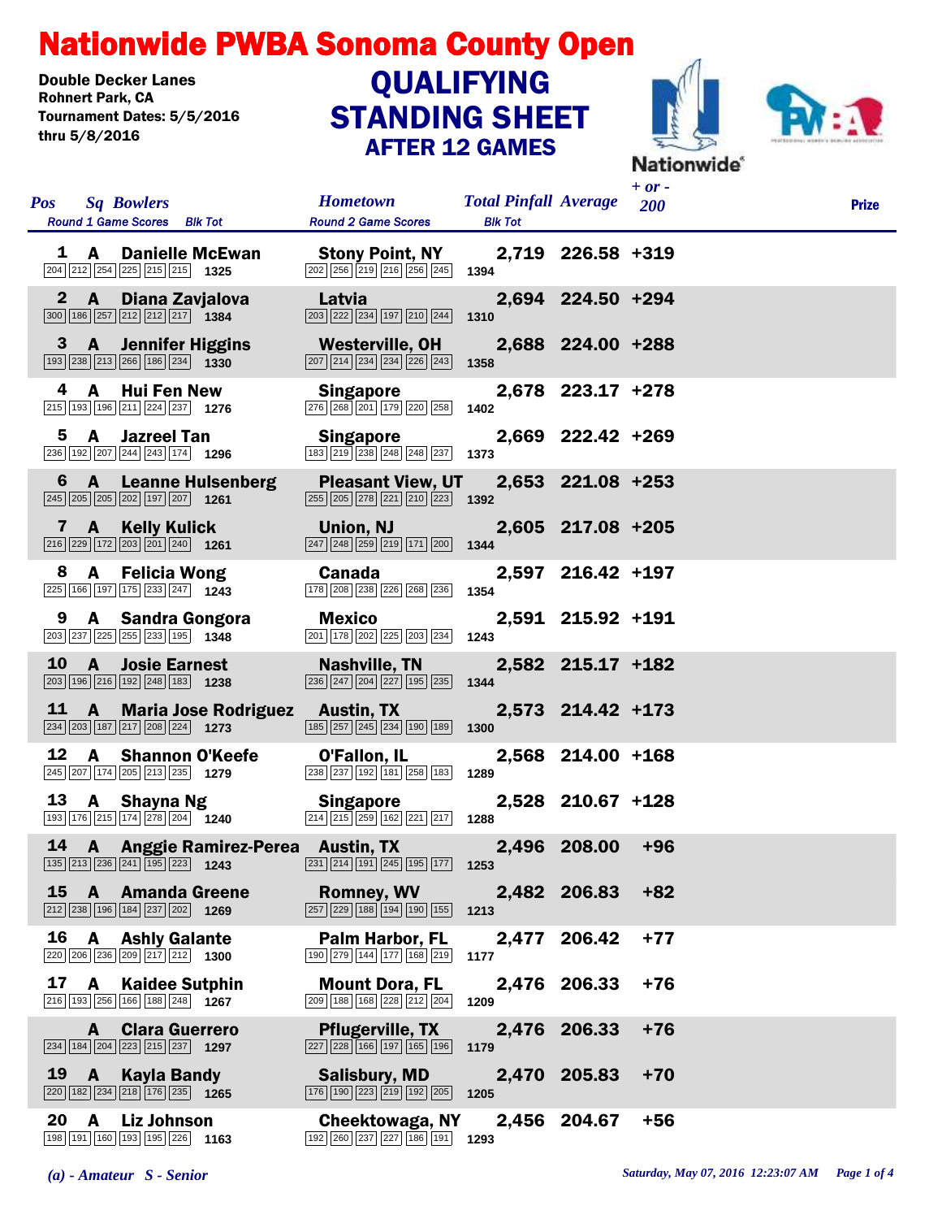# Nationwide PWBA Sonoma County Open

Double Decker Lanes
Rohnert Park, CA
Tournament Dates: 5/5/2016 thru 5/8/2016

## QUALIFYING STANDING SHEET
### AFTER 12 GAMES

| Pos | Sq | Bowlers | Hometown | Total Pinfall | Average | + or - 200 | Prize |
|---|---|---|---|---|---|---|---|
| | | Round 1 Game Scores / Blk Tot | Round 2 Game Scores / Blk Tot | | | | |
| 1 | A | Danielle McEwan | Stony Point, NY | 2,719 | 226.58 | +319 | |
| | | 204 212 254 225 215 215 — 1325 | 202 256 219 216 256 245 — 1394 | | | | |
| 2 | A | Diana Zavjalova | Latvia | 2,694 | 224.50 | +294 | |
| | | 300 186 257 212 212 217 — 1384 | 203 222 234 197 210 244 — 1310 | | | | |
| 3 | A | Jennifer Higgins | Westerville, OH | 2,688 | 224.00 | +288 | |
| | | 193 238 213 266 186 234 — 1330 | 207 214 234 234 226 243 — 1358 | | | | |
| 4 | A | Hui Fen New | Singapore | 2,678 | 223.17 | +278 | |
| | | 215 193 196 211 224 237 — 1276 | 276 268 201 179 220 258 — 1402 | | | | |
| 5 | A | Jazreel Tan | Singapore | 2,669 | 222.42 | +269 | |
| | | 236 192 207 244 243 174 — 1296 | 183 219 238 248 248 237 — 1373 | | | | |
| 6 | A | Leanne Hulsenberg | Pleasant View, UT | 2,653 | 221.08 | +253 | |
| | | 245 205 205 202 197 207 — 1261 | 255 205 278 221 210 223 — 1392 | | | | |
| 7 | A | Kelly Kulick | Union, NJ | 2,605 | 217.08 | +205 | |
| | | 216 229 172 203 201 240 — 1261 | 247 248 259 219 171 200 — 1344 | | | | |
| 8 | A | Felicia Wong | Canada | 2,597 | 216.42 | +197 | |
| | | 225 166 197 175 233 247 — 1243 | 178 208 238 226 268 236 — 1354 | | | | |
| 9 | A | Sandra Gongora | Mexico | 2,591 | 215.92 | +191 | |
| | | 203 237 225 255 233 195 — 1348 | 201 178 202 225 203 234 — 1243 | | | | |
| 10 | A | Josie Earnest | Nashville, TN | 2,582 | 215.17 | +182 | |
| | | 203 196 216 192 248 183 — 1238 | 236 247 204 227 195 235 — 1344 | | | | |
| 11 | A | Maria Jose Rodriguez | Austin, TX | 2,573 | 214.42 | +173 | |
| | | 234 203 187 217 208 224 — 1273 | 185 257 245 234 190 189 — 1300 | | | | |
| 12 | A | Shannon O'Keefe | O'Fallon, IL | 2,568 | 214.00 | +168 | |
| | | 245 207 174 205 213 235 — 1279 | 238 237 192 181 258 183 — 1289 | | | | |
| 13 | A | Shayna Ng | Singapore | 2,528 | 210.67 | +128 | |
| | | 193 176 215 174 278 204 — 1240 | 214 215 259 162 221 217 — 1288 | | | | |
| 14 | A | Anggie Ramirez-Perea | Austin, TX | 2,496 | 208.00 | +96 | |
| | | 135 213 236 241 195 223 — 1243 | 231 214 191 245 195 177 — 1253 | | | | |
| 15 | A | Amanda Greene | Romney, WV | 2,482 | 206.83 | +82 | |
| | | 212 238 196 184 237 202 — 1269 | 257 229 188 194 190 155 — 1213 | | | | |
| 16 | A | Ashly Galante | Palm Harbor, FL | 2,477 | 206.42 | +77 | |
| | | 220 206 236 209 217 212 — 1300 | 190 279 144 177 168 219 — 1177 | | | | |
| 17 | A | Kaidee Sutphin | Mount Dora, FL | 2,476 | 206.33 | +76 | |
| | | 216 193 256 166 188 248 — 1267 | 209 188 168 228 212 204 — 1209 | | | | |
| | A | Clara Guerrero | Pflugerville, TX | 2,476 | 206.33 | +76 | |
| | | 234 184 204 223 215 237 — 1297 | 227 228 166 197 165 196 — 1179 | | | | |
| 19 | A | Kayla Bandy | Salisbury, MD | 2,470 | 205.83 | +70 | |
| | | 220 182 234 218 176 235 — 1265 | 176 190 223 219 192 205 — 1205 | | | | |
| 20 | A | Liz Johnson | Cheektowaga, NY | 2,456 | 204.67 | +56 | |
| | | 198 191 160 193 195 226 — 1163 | 192 260 237 227 186 191 — 1293 | | | | |

*(a) - Amateur S - Senior*

*Saturday, May 07, 2016 12:23:07 AM*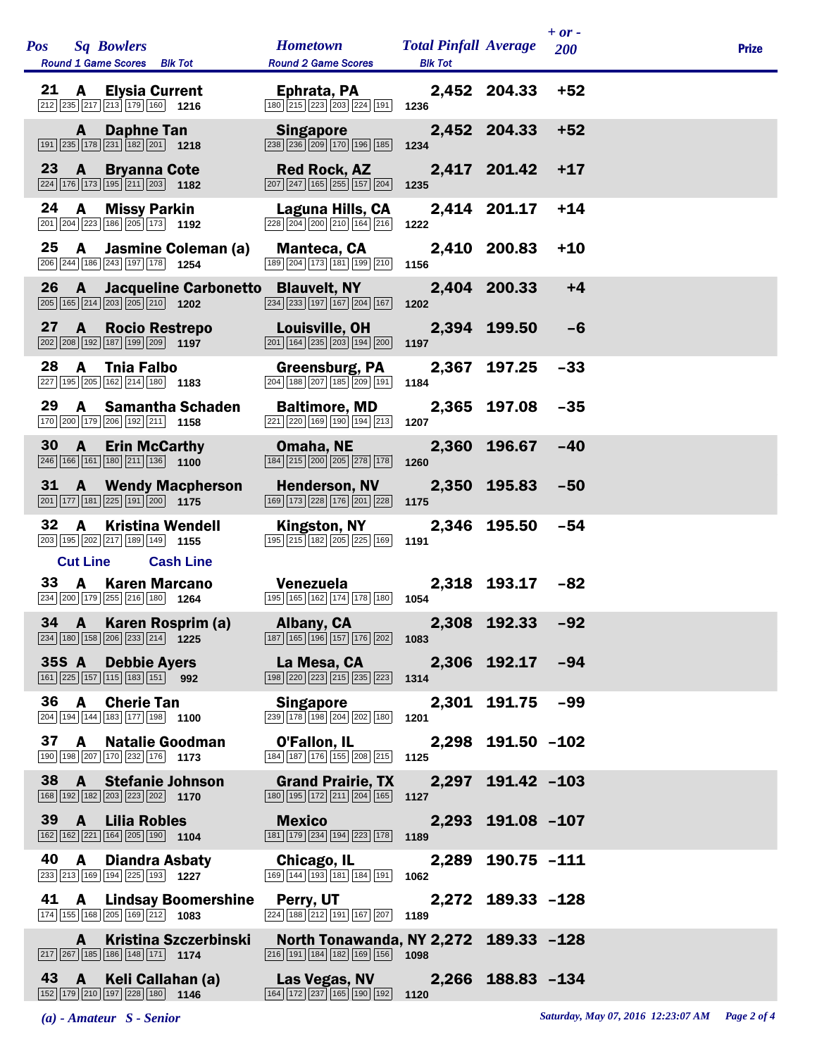| Pos | Sq | Bowlers | Round 1 Game Scores | Blk Tot | Hometown | Round 2 Game Scores | Blk Tot | Total Pinfall | Average | + or - 200 | Prize |
|---|---|---|---|---|---|---|---|---|---|---|---|
| 21 | A | Elysia Current | 212 235 217 213 179 160 | 1216 | Ephrata, PA | 180 215 223 203 224 191 | 1236 | 2,452 | 204.33 | +52 | |
| | A | Daphne Tan | 191 235 178 231 182 201 | 1218 | Singapore | 238 236 209 170 196 185 | 1234 | 2,452 | 204.33 | +52 | |
| 23 | A | Bryanna Cote | 224 176 173 195 211 203 | 1182 | Red Rock, AZ | 207 247 165 255 157 204 | 1235 | 2,417 | 201.42 | +17 | |
| 24 | A | Missy Parkin | 201 204 223 186 205 173 | 1192 | Laguna Hills, CA | 228 204 200 210 164 216 | 1222 | 2,414 | 201.17 | +14 | |
| 25 | A | Jasmine Coleman (a) | 206 244 186 243 197 178 | 1254 | Manteca, CA | 189 204 173 181 199 210 | 1156 | 2,410 | 200.83 | +10 | |
| 26 | A | Jacqueline Carbonetto | 205 165 214 203 205 210 | 1202 | Blauvelt, NY | 234 233 197 167 204 167 | 1202 | 2,404 | 200.33 | +4 | |
| 27 | A | Rocio Restrepo | 202 208 192 187 199 209 | 1197 | Louisville, OH | 201 164 235 203 194 200 | 1197 | 2,394 | 199.50 | -6 | |
| 28 | A | Tnia Falbo | 227 195 205 162 214 180 | 1183 | Greensburg, PA | 204 188 207 185 209 191 | 1184 | 2,367 | 197.25 | -33 | |
| 29 | A | Samantha Schaden | 170 200 179 206 192 211 | 1158 | Baltimore, MD | 221 220 169 190 194 213 | 1207 | 2,365 | 197.08 | -35 | |
| 30 | A | Erin McCarthy | 246 166 161 180 211 136 | 1100 | Omaha, NE | 184 215 200 205 278 178 | 1260 | 2,360 | 196.67 | -40 | |
| 31 | A | Wendy Macpherson | 201 177 181 225 191 200 | 1175 | Henderson, NV | 169 173 228 176 201 228 | 1175 | 2,350 | 195.83 | -50 | |
| 32 | A | Kristina Wendell | 203 195 202 217 189 149 | 1155 | Kingston, NY | 195 215 182 205 225 169 | 1191 | 2,346 | 195.50 | -54 | |
| Cut Line | | Cash Line | | | | | | | | | |
| 33 | A | Karen Marcano | 234 200 179 255 216 180 | 1264 | Venezuela | 195 165 162 174 178 180 | 1054 | 2,318 | 193.17 | -82 | |
| 34 | A | Karen Rosprim (a) | 234 180 158 206 233 214 | 1225 | Albany, CA | 187 165 196 157 176 202 | 1083 | 2,308 | 192.33 | -92 | |
| 35S | A | Debbie Ayers | 161 225 157 115 183 151 | 992 | La Mesa, CA | 198 220 223 215 235 223 | 1314 | 2,306 | 192.17 | -94 | |
| 36 | A | Cherie Tan | 204 194 144 183 177 198 | 1100 | Singapore | 239 178 198 204 202 180 | 1201 | 2,301 | 191.75 | -99 | |
| 37 | A | Natalie Goodman | 190 198 207 170 232 176 | 1173 | O'Fallon, IL | 184 187 176 155 208 215 | 1125 | 2,298 | 191.50 | -102 | |
| 38 | A | Stefanie Johnson | 168 192 182 203 223 202 | 1170 | Grand Prairie, TX | 180 195 172 211 204 165 | 1127 | 2,297 | 191.42 | -103 | |
| 39 | A | Lilia Robles | 162 162 221 164 205 190 | 1104 | Mexico | 181 179 234 194 223 178 | 1189 | 2,293 | 191.08 | -107 | |
| 40 | A | Diandra Asbaty | 233 213 169 194 225 193 | 1227 | Chicago, IL | 169 144 193 181 184 191 | 1062 | 2,289 | 190.75 | -111 | |
| 41 | A | Lindsay Boomershine | 174 155 168 205 169 212 | 1083 | Perry, UT | 224 188 212 191 167 207 | 1189 | 2,272 | 189.33 | -128 | |
| | A | Kristina Szczerbinski | 217 267 185 186 148 171 | 1174 | North Tonawanda, NY | 216 191 184 182 169 156 | 1098 | 2,272 | 189.33 | -128 | |
| 43 | A | Keli Callahan (a) | 152 179 210 197 228 180 | 1146 | Las Vegas, NV | 164 172 237 165 190 192 | 1120 | 2,266 | 188.83 | -134 | |

*(a) - Amateur S - Senior*

*Saturday, May 07, 2016 12:23:07 AM*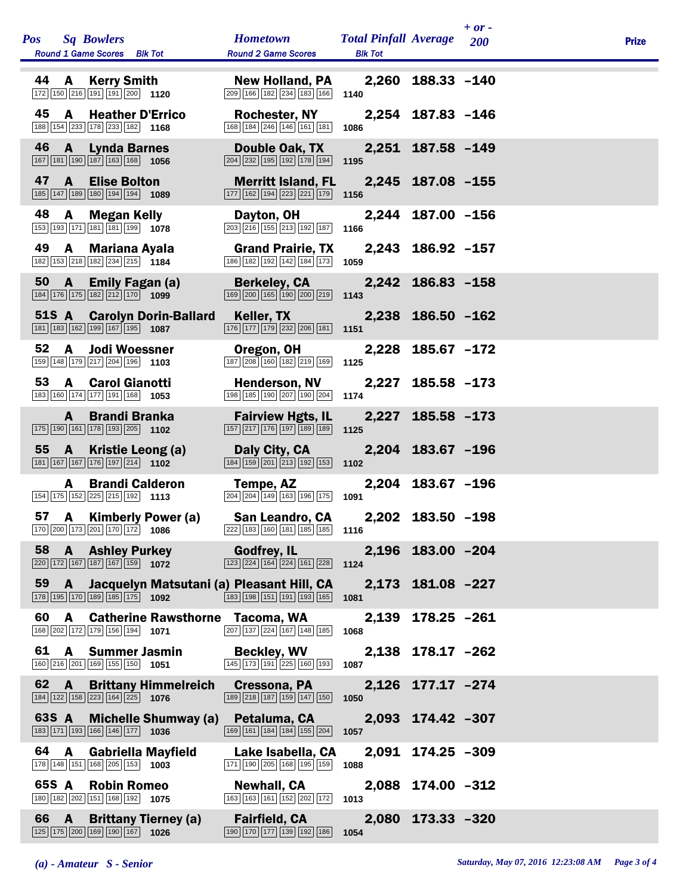| Pos | Sq | Bowlers | Hometown | Total Pinfall | Average | + or - 200 | Prize |
|---|---|---|---|---|---|---|---|
| | | Round 1 Game Scores / Blk Tot | Round 2 Game Scores / Blk Tot | | | | |
| 44 | A | Kerry Smith | New Holland, PA | 2,260 | 188.33 | -140 | |
| | | 172 150 216 191 191 200 1120 | 209 166 182 234 183 166 1140 | | | | |
| 45 | A | Heather D'Errico | Rochester, NY | 2,254 | 187.83 | -146 | |
| | | 188 154 233 178 233 182 1168 | 168 184 246 146 161 181 1086 | | | | |
| 46 | A | Lynda Barnes | Double Oak, TX | 2,251 | 187.58 | -149 | |
| | | 167 181 190 187 163 168 1056 | 204 232 195 192 178 194 1195 | | | | |
| 47 | A | Elise Bolton | Merritt Island, FL | 2,245 | 187.08 | -155 | |
| | | 185 147 189 180 194 194 1089 | 177 162 194 223 221 179 1156 | | | | |
| 48 | A | Megan Kelly | Dayton, OH | 2,244 | 187.00 | -156 | |
| | | 153 193 171 181 181 199 1078 | 203 216 155 213 192 187 1166 | | | | |
| 49 | A | Mariana Ayala | Grand Prairie, TX | 2,243 | 186.92 | -157 | |
| | | 182 153 218 182 234 215 1184 | 186 182 192 142 184 173 1059 | | | | |
| 50 | A | Emily Fagan (a) | Berkeley, CA | 2,242 | 186.83 | -158 | |
| | | 184 176 175 182 212 170 1099 | 169 200 165 190 200 219 1143 | | | | |
| 51S | A | Carolyn Dorin-Ballard | Keller, TX | 2,238 | 186.50 | -162 | |
| | | 181 183 162 199 167 195 1087 | 176 177 179 232 206 181 1151 | | | | |
| 52 | A | Jodi Woessner | Oregon, OH | 2,228 | 185.67 | -172 | |
| | | 159 148 179 217 204 196 1103 | 187 208 160 182 219 169 1125 | | | | |
| 53 | A | Carol Gianotti | Henderson, NV | 2,227 | 185.58 | -173 | |
| | | 183 160 174 177 191 168 1053 | 198 185 190 207 190 204 1174 | | | | |
| | A | Brandi Branka | Fairview Hgts, IL | 2,227 | 185.58 | -173 | |
| | | 175 190 161 178 193 205 1102 | 157 217 176 197 189 189 1125 | | | | |
| 55 | A | Kristie Leong (a) | Daly City, CA | 2,204 | 183.67 | -196 | |
| | | 181 167 167 176 197 214 1102 | 184 159 201 213 192 153 1102 | | | | |
| | A | Brandi Calderon | Tempe, AZ | 2,204 | 183.67 | -196 | |
| | | 154 175 152 225 215 192 1113 | 204 204 149 163 196 175 1091 | | | | |
| 57 | A | Kimberly Power (a) | San Leandro, CA | 2,202 | 183.50 | -198 | |
| | | 170 200 173 201 170 172 1086 | 222 183 160 181 185 185 1116 | | | | |
| 58 | A | Ashley Purkey | Godfrey, IL | 2,196 | 183.00 | -204 | |
| | | 220 172 167 187 167 159 1072 | 123 224 164 224 161 228 1124 | | | | |
| 59 | A | Jacquelyn Matsutani (a) | Pleasant Hill, CA | 2,173 | 181.08 | -227 | |
| | | 178 195 170 189 185 175 1092 | 183 198 151 191 193 165 1081 | | | | |
| 60 | A | Catherine Rawsthorne | Tacoma, WA | 2,139 | 178.25 | -261 | |
| | | 168 202 172 179 156 194 1071 | 207 137 224 167 148 185 1068 | | | | |
| 61 | A | Summer Jasmin | Beckley, WV | 2,138 | 178.17 | -262 | |
| | | 160 216 201 169 155 150 1051 | 145 173 191 225 160 193 1087 | | | | |
| 62 | A | Brittany Himmelreich | Cressona, PA | 2,126 | 177.17 | -274 | |
| | | 184 122 158 223 164 225 1076 | 189 218 187 159 147 150 1050 | | | | |
| 63S | A | Michelle Shumway (a) | Petaluma, CA | 2,093 | 174.42 | -307 | |
| | | 183 171 193 166 146 177 1036 | 169 161 184 184 155 204 1057 | | | | |
| 64 | A | Gabriella Mayfield | Lake Isabella, CA | 2,091 | 174.25 | -309 | |
| | | 178 148 151 168 205 153 1003 | 171 190 205 168 195 159 1088 | | | | |
| 65S | A | Robin Romeo | Newhall, CA | 2,088 | 174.00 | -312 | |
| | | 180 182 202 151 168 192 1075 | 163 163 161 152 202 172 1013 | | | | |
| 66 | A | Brittany Tierney (a) | Fairfield, CA | 2,080 | 173.33 | -320 | |
| | | 125 175 200 169 190 167 1026 | 190 170 177 139 192 186 1054 | | | | |

*(a) - Amateur S - Senior*

*Saturday, May 07, 2016 12:23:08 AM*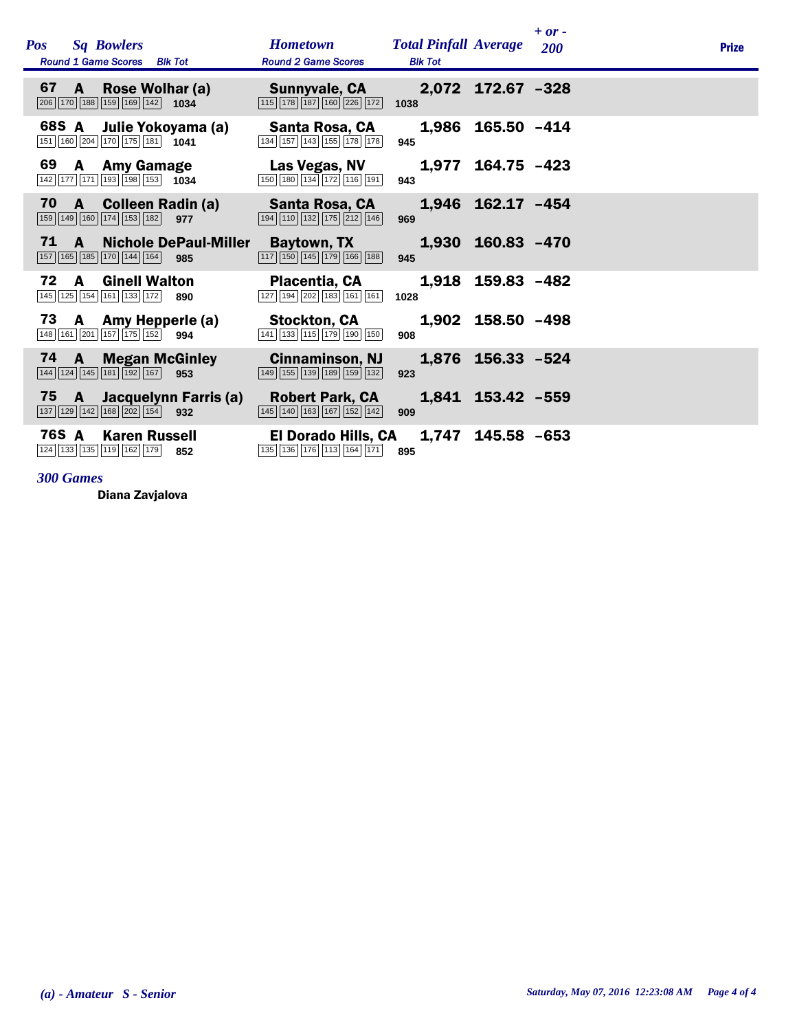| Pos | Sq | Bowlers | Hometown | Total Pinfall | Average | + or - 200 | Prize |
|---|---|---|---|---|---|---|---|
| | | Round 1 Game Scores / Blk Tot | Round 2 Game Scores / Blk Tot | | | | |
| 67 | A | Rose Wolhar (a) | Sunnyvale, CA | 2,072 | 172.67 | -328 | |
| | | 206 170 188 159 169 142 **1034** | 115 178 187 160 226 172 **1038** | | | | |
| 68S | A | Julie Yokoyama (a) | Santa Rosa, CA | 1,986 | 165.50 | -414 | |
| | | 151 160 204 170 175 181 **1041** | 134 157 143 155 178 178 **945** | | | | |
| 69 | A | Amy Gamage | Las Vegas, NV | 1,977 | 164.75 | -423 | |
| | | 142 177 171 193 198 153 **1034** | 150 180 134 172 116 191 **943** | | | | |
| 70 | A | Colleen Radin (a) | Santa Rosa, CA | 1,946 | 162.17 | -454 | |
| | | 159 149 160 174 153 182 **977** | 194 110 132 175 212 146 **969** | | | | |
| 71 | A | Nichole DePaul-Miller | Baytown, TX | 1,930 | 160.83 | -470 | |
| | | 157 165 185 170 144 164 **985** | 117 150 145 179 166 188 **945** | | | | |
| 72 | A | Ginell Walton | Placentia, CA | 1,918 | 159.83 | -482 | |
| | | 145 125 154 161 133 172 **890** | 127 194 202 183 161 161 **1028** | | | | |
| 73 | A | Amy Hepperle (a) | Stockton, CA | 1,902 | 158.50 | -498 | |
| | | 148 161 201 157 175 152 **994** | 141 133 115 179 190 150 **908** | | | | |
| 74 | A | Megan McGinley | Cinnaminson, NJ | 1,876 | 156.33 | -524 | |
| | | 144 124 145 181 192 167 **953** | 149 155 139 189 159 132 **923** | | | | |
| 75 | A | Jacquelynn Farris (a) | Robert Park, CA | 1,841 | 153.42 | -559 | |
| | | 137 129 142 168 202 154 **932** | 145 140 163 167 152 142 **909** | | | | |
| 76S | A | Karen Russell | El Dorado Hills, CA | 1,747 | 145.58 | -653 | |
| | | 124 133 135 119 162 179 **852** | 135 136 176 113 164 171 **895** | | | | |

*300 Games*

**Diana Zavjalova**

*(a) - Amateur S - Senior*

*Saturday, May 07, 2016 12:23:08 AM*